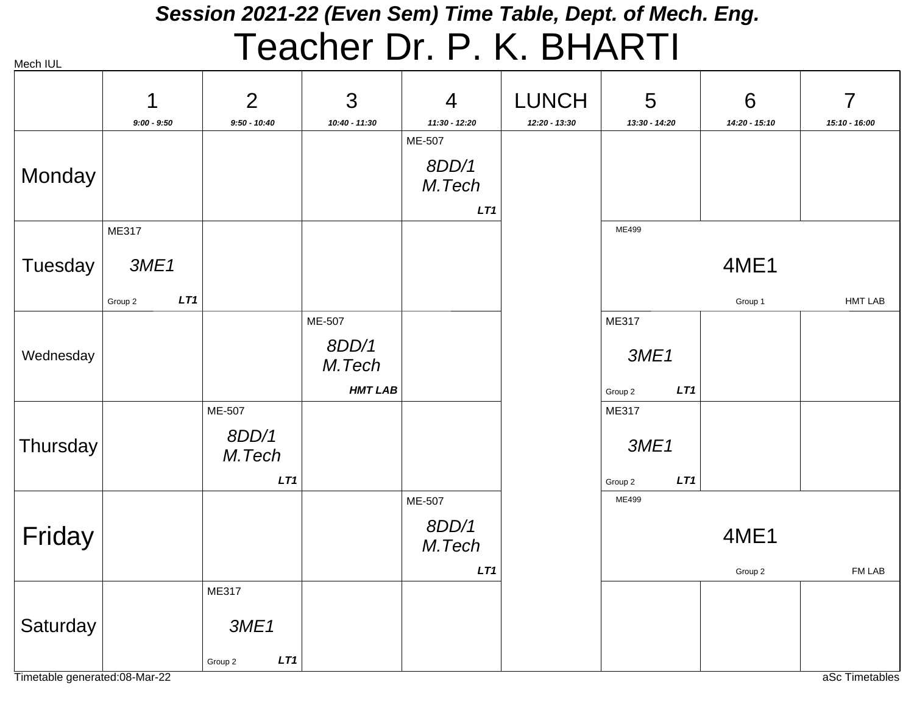# Session 2021-22 (Even Sem) Time Table, Dept. of Mech. Eng.

# Teacher Dr. P. K. BHARTI

Mech IUL

| | 1<br>9:00 - 9:50 | 2<br>9:50 - 10:40 | 3<br>10:40 - 11:30 | 4<br>11:30 - 12:20 | LUNCH<br>12:20 - 13:30 | 5<br>13:30 - 14:20 | 6<br>14:20 - 15:10 | 7<br>15:10 - 16:00 |
|---|---|---|---|---|---|---|---|---|
| Monday | | | | ME-507<br>*8DD/1 M.Tech*<br>**LT1** | | | | |
| Tuesday | ME317<br>*3ME1*<br>Group 2 **LT1** | | | | | ME499<br>4ME1<br>Group 1 HMT LAB | | |
| Wednesday | | | ME-507<br>*8DD/1 M.Tech*<br>**HMT LAB** | | | ME317<br>*3ME1*<br>Group 2 **LT1** | | |
| Thursday | | ME-507<br>*8DD/1 M.Tech*<br>**LT1** | | | | ME317<br>*3ME1*<br>Group 2 **LT1** | | |
| Friday | | | | ME-507<br>*8DD/1 M.Tech*<br>**LT1** | | ME499<br>4ME1<br>Group 2 FM LAB | | |
| Saturday | | ME317<br>*3ME1*<br>Group 2 **LT1** | | | | | | |

Timetable generated:08-Mar-22

aSc Timetables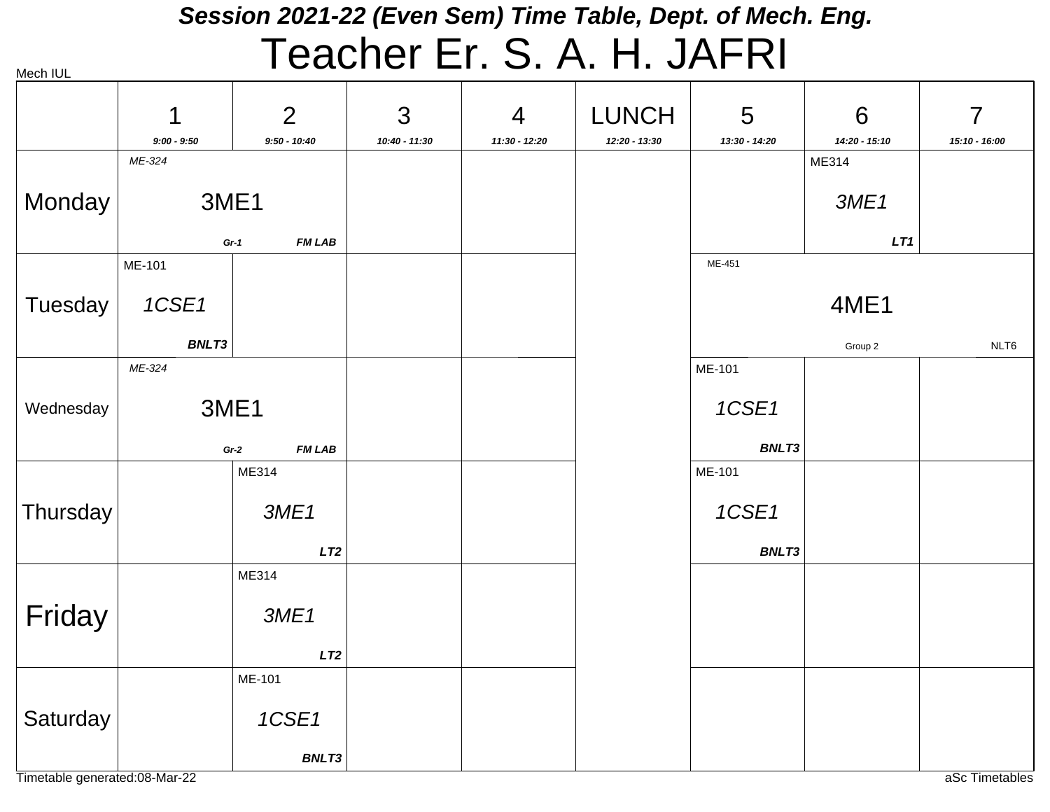# Session 2021-22 (Even Sem) Time Table, Dept. of Mech. Eng.

# Teacher Er. S. A. H. JAFRI

Mech IUL

| | 1<br>9:00 - 9:50 | 2<br>9:50 - 10:40 | 3<br>10:40 - 11:30 | 4<br>11:30 - 12:20 | LUNCH<br>12:20 - 13:30 | 5<br>13:30 - 14:20 | 6<br>14:20 - 15:10 | 7<br>15:10 - 16:00 |
|---|---|---|---|---|---|---|---|---|
| Monday | ME-324 3ME1 Gr-1 FM LAB | | | | | | ME314 3ME1 LT1 | |
| Tuesday | ME-101 1CSE1 BNLT3 | | | | | ME-451 4ME1 Group 2 NLT6 | | |
| Wednesday | ME-324 3ME1 Gr-2 FM LAB | | | | | ME-101 1CSE1 BNLT3 | | |
| Thursday | | ME314 3ME1 LT2 | | | | ME-101 1CSE1 BNLT3 | | |
| Friday | | ME314 3ME1 LT2 | | | | | | |
| Saturday | | ME-101 1CSE1 BNLT3 | | | | | | |

Timetable generated:08-Mar-22

aSc Timetables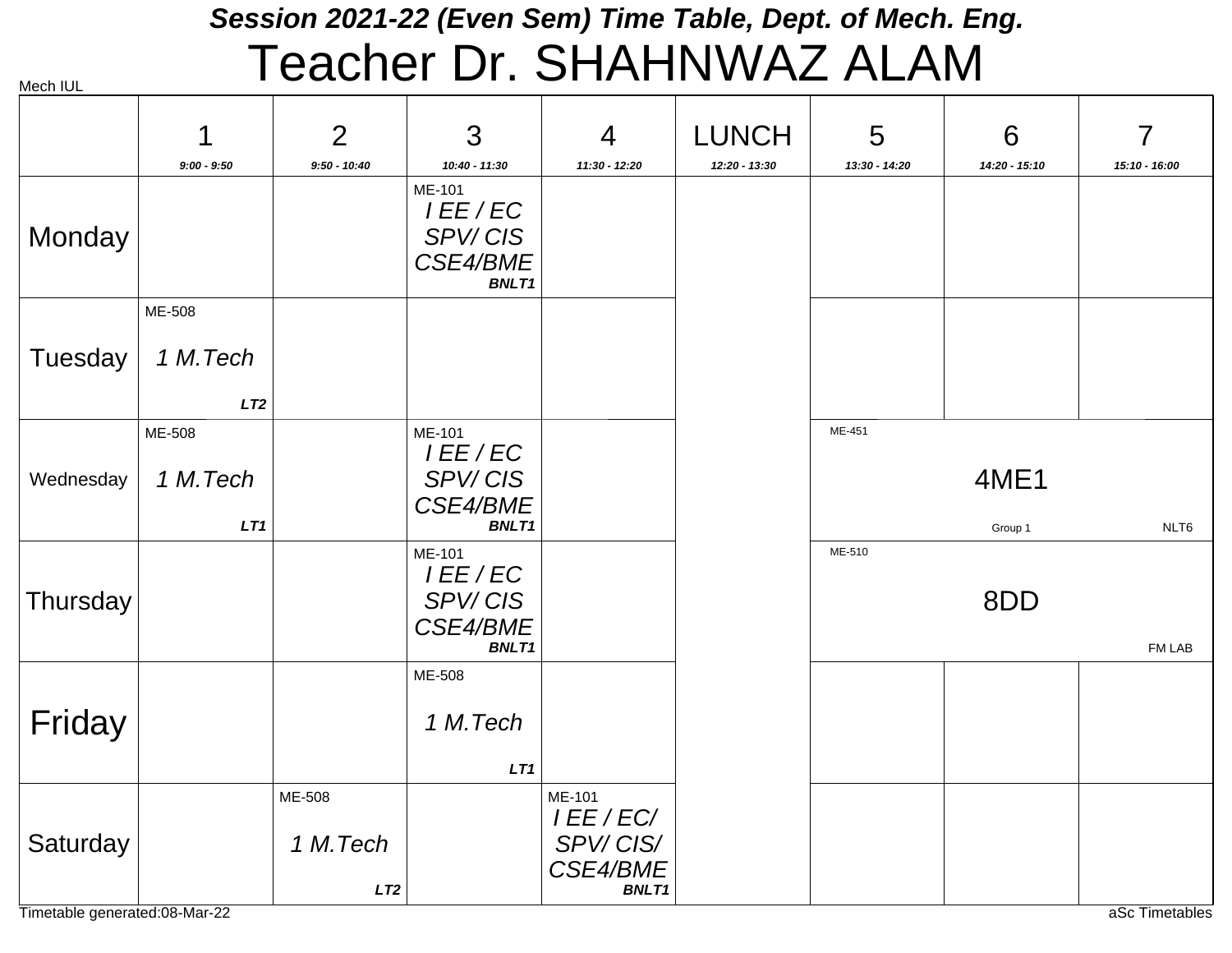# Session 2021-22 (Even Sem) Time Table, Dept. of Mech. Eng.

# Teacher Dr. SHAHNWAZ ALAM

Mech IUL

| | 1<br>9:00 - 9:50 | 2<br>9:50 - 10:40 | 3<br>10:40 - 11:30 | 4<br>11:30 - 12:20 | LUNCH<br>12:20 - 13:30 | 5<br>13:30 - 14:20 | 6<br>14:20 - 15:10 | 7<br>15:10 - 16:00 |
|---|---|---|---|---|---|---|---|---|
| Monday | | | ME-101 *I EE / EC SPV/ CIS CSE4/BME* ***BNLT1*** | | | | | |
| Tuesday | ME-508 *1 M.Tech* ***LT2*** | | | | | | | |
| Wednesday | ME-508 *1 M.Tech* ***LT1*** | | ME-101 *I EE / EC SPV/ CIS CSE4/BME* ***BNLT1*** | | | ME-451 4ME1 Group 1 NLT6 | | |
| Thursday | | | ME-101 *I EE / EC SPV/ CIS CSE4/BME* ***BNLT1*** | | | ME-510 8DD FM LAB | | |
| Friday | | | ME-508 *1 M.Tech* ***LT1*** | | | | | |
| Saturday | | ME-508 *1 M.Tech* ***LT2*** | | ME-101 *I EE / EC/ SPV/ CIS/ CSE4/BME* ***BNLT1*** | | | | |

Timetable generated:08-Mar-22

aSc Timetables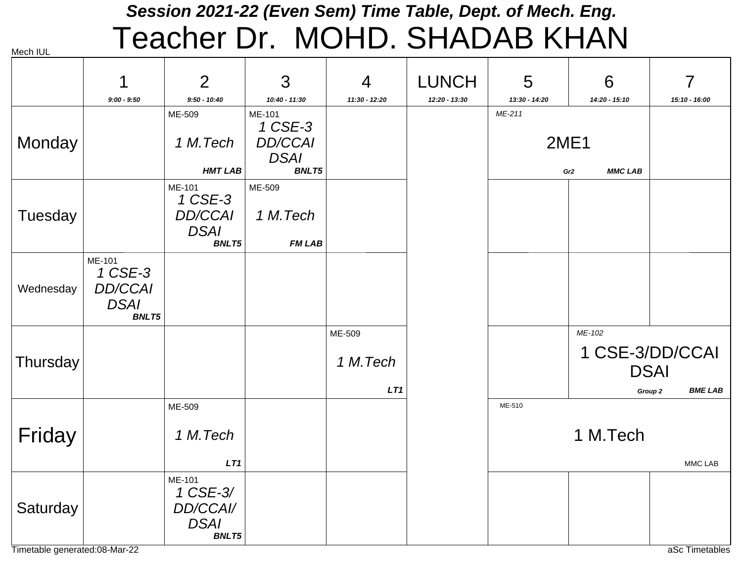# Session 2021-22 (Even Sem) Time Table, Dept. of Mech. Eng.

# Teacher Dr. MOHD. SHADAB KHAN

Mech IUL

| | 1<br>9:00 - 9:50 | 2<br>9:50 - 10:40 | 3<br>10:40 - 11:30 | 4<br>11:30 - 12:20 | LUNCH<br>12:20 - 13:30 | 5<br>13:30 - 14:20 | 6<br>14:20 - 15:10 | 7<br>15:10 - 16:00 |
|---|---|---|---|---|---|---|---|---|
| Monday | | ME-509<br>*1 M.Tech*<br>***HMT LAB*** | ME-101<br>*1 CSE-3 DD/CCAI DSAI*<br>***BNLT5*** | | | *ME-211*<br>2ME1<br>***Gr2*** ***MMC LAB*** | | |
| Tuesday | | ME-101<br>*1 CSE-3 DD/CCAI DSAI*<br>***BNLT5*** | ME-509<br>*1 M.Tech*<br>***FM LAB*** | | | | | |
| Wednesday | ME-101<br>*1 CSE-3 DD/CCAI DSAI*<br>***BNLT5*** | | | | | | | |
| Thursday | | | | ME-509<br>*1 M.Tech*<br>***LT1*** | | | *ME-102*<br>1 CSE-3/DD/CCAI DSAI<br>***Group 2*** ***BME LAB*** | |
| Friday | | ME-509<br>*1 M.Tech*<br>***LT1*** | | | | ME-510<br>1 M.Tech<br>MMC LAB | | |
| Saturday | | ME-101<br>*1 CSE-3/ DD/CCAI/ DSAI*<br>***BNLT5*** | | | | | | |

Timetable generated:08-Mar-22

aSc Timetables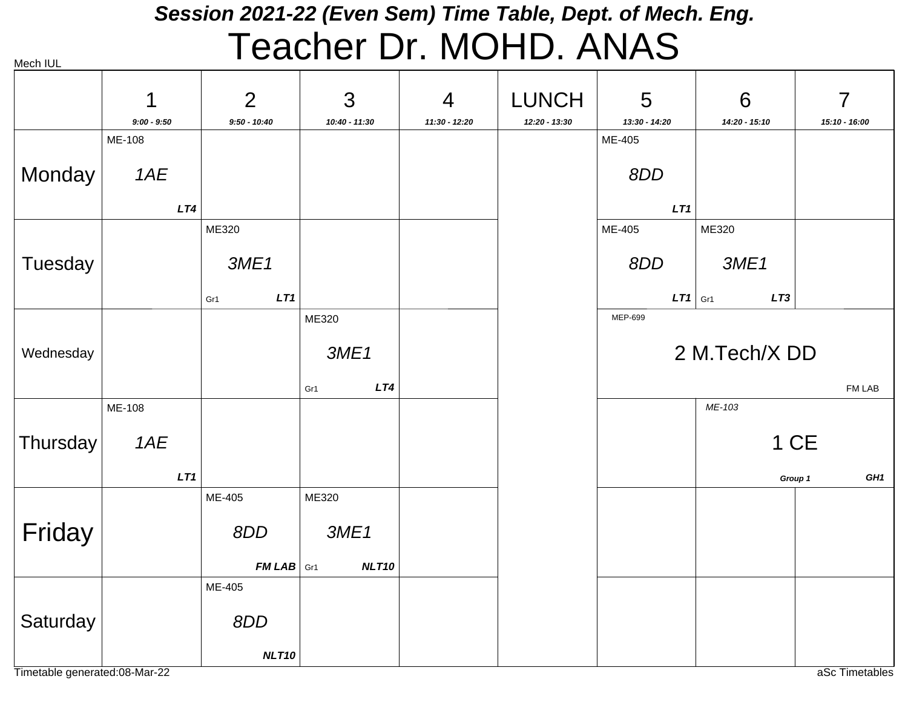## Session 2021-22 (Even Sem) Time Table, Dept. of Mech. Eng.

# Teacher Dr. MOHD. ANAS

Mech IUL

| | 1<br>9:00 - 9:50 | 2<br>9:50 - 10:40 | 3<br>10:40 - 11:30 | 4<br>11:30 - 12:20 | LUNCH<br>12:20 - 13:30 | 5<br>13:30 - 14:20 | 6<br>14:20 - 15:10 | 7<br>15:10 - 16:00 |
|---|---|---|---|---|---|---|---|---|
| Monday | ME-108 *1AE* ***LT4*** | | | | | ME-405 *8DD* ***LT1*** | | |
| Tuesday | | ME320 *3ME1* Gr1 ***LT1*** | | | | ME-405 *8DD* ***LT1*** | ME320 *3ME1* Gr1 ***LT3*** | |
| Wednesday | | | ME320 *3ME1* Gr1 ***LT4*** | | | MEP-699 2 M.Tech/X DD FM LAB | | |
| Thursday | ME-108 *1AE* ***LT1*** | | | | | | *ME-103* 1 CE ***Group 1*** ***GH1*** | |
| Friday | | ME-405 *8DD* ***FM LAB*** | ME320 *3ME1* Gr1 ***NLT10*** | | | | | |
| Saturday | | ME-405 *8DD* ***NLT10*** | | | | | | |

Timetable generated:08-Mar-22

aSc Timetables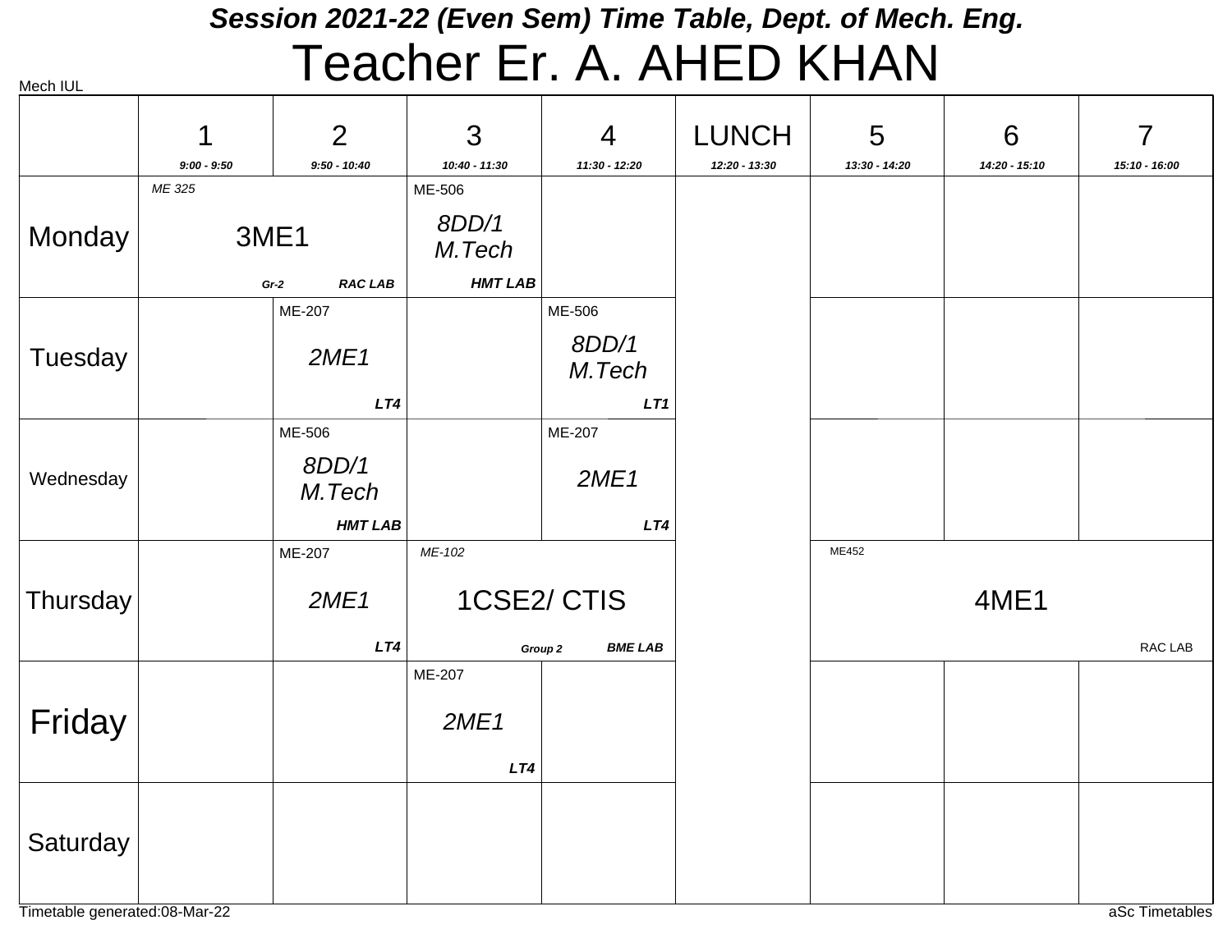# Session 2021-22 (Even Sem) Time Table, Dept. of Mech. Eng.

# Teacher Er. A. AHED KHAN

Mech IUL

| | 1<br>9:00 - 9:50 | 2<br>9:50 - 10:40 | 3<br>10:40 - 11:30 | 4<br>11:30 - 12:20 | LUNCH<br>12:20 - 13:30 | 5<br>13:30 - 14:20 | 6<br>14:20 - 15:10 | 7<br>15:10 - 16:00 |
|---|---|---|---|---|---|---|---|---|
| Monday | ME 325<br>3ME1<br>Gr-2 RAC LAB | | ME-506<br>8DD/1 M.Tech<br>HMT LAB | | | | | |
| Tuesday | | ME-207<br>2ME1<br>LT4 | | ME-506<br>8DD/1 M.Tech<br>LT1 | | | | |
| Wednesday | | ME-506<br>8DD/1 M.Tech<br>HMT LAB | | ME-207<br>2ME1<br>LT4 | | | | |
| Thursday | | ME-207<br>2ME1<br>LT4 | ME-102<br>1CSE2/ CTIS<br>Group 2 BME LAB | | | ME452<br>4ME1<br>RAC LAB | | |
| Friday | | | ME-207<br>2ME1<br>LT4 | | | | | |
| Saturday | | | | | | | | |

Timetable generated:08-Mar-22

aSc Timetables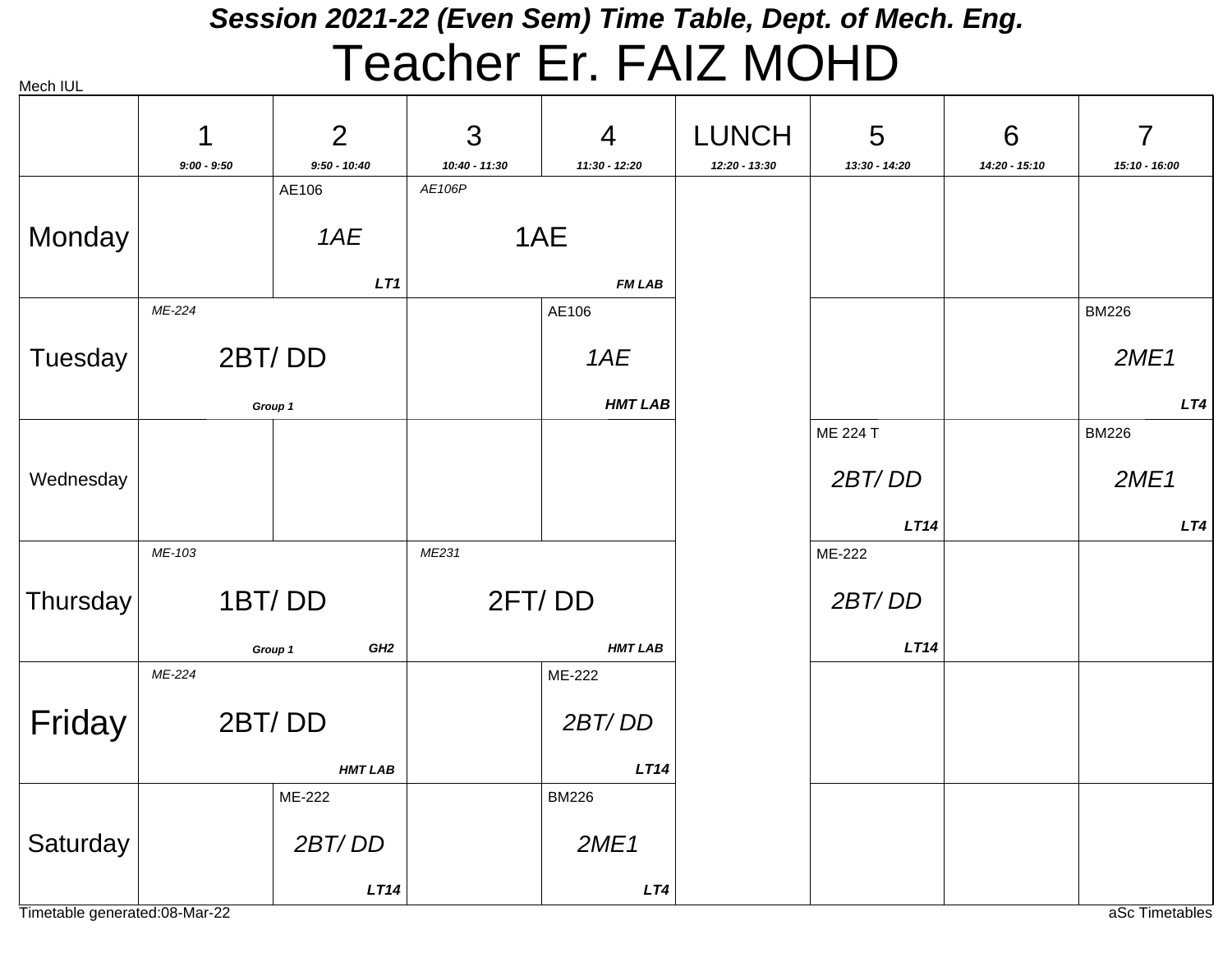# Session 2021-22 (Even Sem) Time Table, Dept. of Mech. Eng.

# Teacher Er. FAIZ MOHD

Mech IUL

| | 1<br>9:00 - 9:50 | 2<br>9:50 - 10:40 | 3<br>10:40 - 11:30 | 4<br>11:30 - 12:20 | LUNCH<br>12:20 - 13:30 | 5<br>13:30 - 14:20 | 6<br>14:20 - 15:10 | 7<br>15:10 - 16:00 |
|---|---|---|---|---|---|---|---|---|
| Monday | | AE106<br>1AE<br>LT1 | AE106P<br>1AE<br>FM LAB | | | | | |
| Tuesday | ME-224<br>2BT/ DD<br>Group 1 | | | AE106<br>1AE<br>HMT LAB | | | | BM226<br>2ME1<br>LT4 |
| Wednesday | | | | | | ME 224 T<br>2BT/ DD<br>LT14 | | BM226<br>2ME1<br>LT4 |
| Thursday | ME-103<br>1BT/ DD<br>Group 1 GH2 | | ME231<br>2FT/ DD<br>HMT LAB | | | ME-222<br>2BT/ DD<br>LT14 | | |
| Friday | ME-224<br>2BT/ DD<br>HMT LAB | | | ME-222<br>2BT/ DD<br>LT14 | | | | |
| Saturday | | ME-222<br>2BT/ DD<br>LT14 | | BM226<br>2ME1<br>LT4 | | | | |

Timetable generated:08-Mar-22

aSc Timetables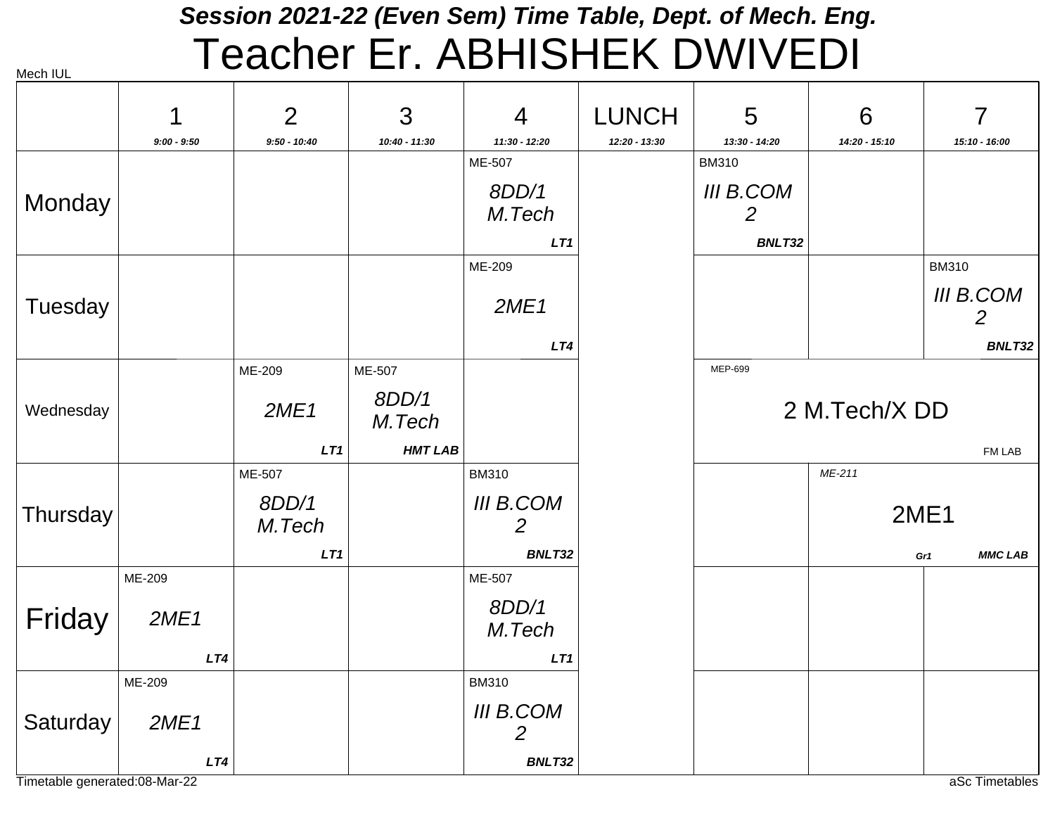## Session 2021-22 (Even Sem) Time Table, Dept. of Mech. Eng.

# Teacher Er. ABHISHEK DWIVEDI

Mech IUL

| | 1 (9:00 - 9:50) | 2 (9:50 - 10:40) | 3 (10:40 - 11:30) | 4 (11:30 - 12:20) | LUNCH (12:20 - 13:30) | 5 (13:30 - 14:20) | 6 (14:20 - 15:10) | 7 (15:10 - 16:00) |
|---|---|---|---|---|---|---|---|---|
| Monday | | | | ME-507 *8DD/1 M.Tech* **LT1** | | BM310 *III B.COM 2* **BNLT32** | | |
| Tuesday | | | | ME-209 *2ME1* **LT4** | | | | BM310 *III B.COM 2* **BNLT32** |
| Wednesday | | ME-209 *2ME1* **LT1** | ME-507 *8DD/1 M.Tech* **HMT LAB** | | | MEP-699 2 M.Tech/X DD FM LAB | | |
| Thursday | | ME-507 *8DD/1 M.Tech* **LT1** | | BM310 *III B.COM 2* **BNLT32** | | | ME-211 2ME1 Gr1 **MMC LAB** | |
| Friday | ME-209 *2ME1* **LT4** | | | ME-507 *8DD/1 M.Tech* **LT1** | | | | |
| Saturday | ME-209 *2ME1* **LT4** | | | BM310 *III B.COM 2* **BNLT32** | | | | |

Timetable generated:08-Mar-22

aSc Timetables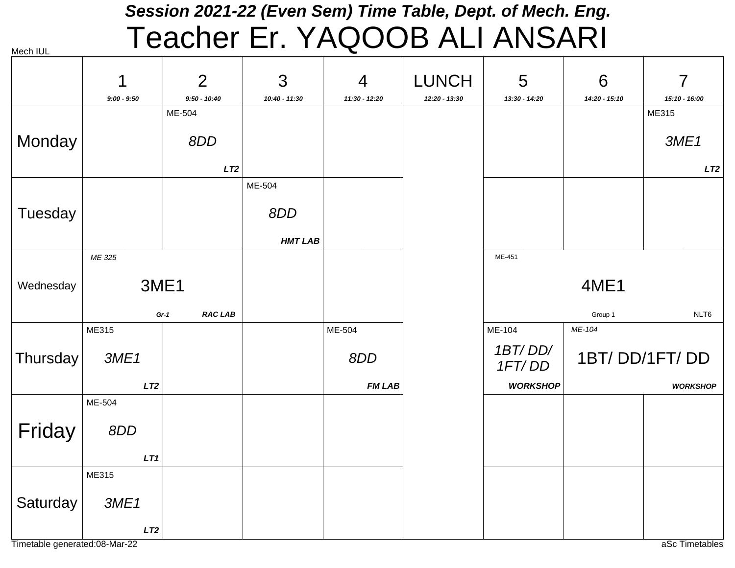# Session 2021-22 (Even Sem) Time Table, Dept. of Mech. Eng.

# Teacher Er. YAQOOB ALI ANSARI

Mech IUL

| | 1<br>9:00 - 9:50 | 2<br>9:50 - 10:40 | 3<br>10:40 - 11:30 | 4<br>11:30 - 12:20 | LUNCH<br>12:20 - 13:30 | 5<br>13:30 - 14:20 | 6<br>14:20 - 15:10 | 7<br>15:10 - 16:00 |
|---|---|---|---|---|---|---|---|---|
| Monday | | ME-504<br>8DD<br>LT2 | | | | | | ME315<br>3ME1<br>LT2 |
| Tuesday | | | ME-504<br>8DD<br>HMT LAB | | | | | |
| Wednesday | ME 325<br>3ME1<br>Gr-1 RAC LAB | | | | | ME-451<br>4ME1<br>Group 1 NLT6 | | |
| Thursday | ME315<br>3ME1<br>LT2 | | | ME-504<br>8DD<br>FM LAB | | ME-104<br>1BT/ DD/ 1FT/ DD<br>WORKSHOP | ME-104<br>1BT/ DD/1FT/ DD<br>WORKSHOP | |
| Friday | ME-504<br>8DD<br>LT1 | | | | | | | |
| Saturday | ME315<br>3ME1<br>LT2 | | | | | | | |

Timetable generated:08-Mar-22

aSc Timetables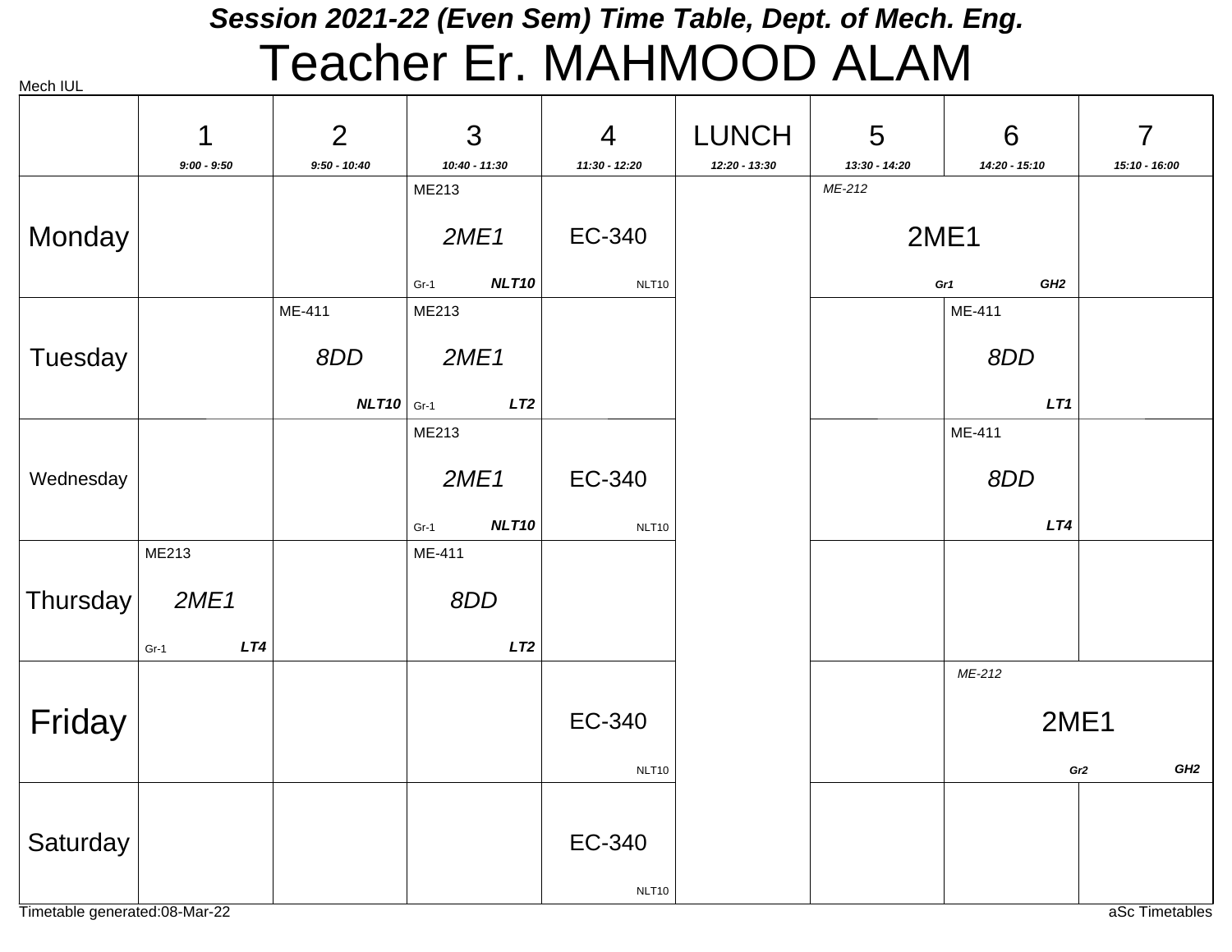# Session 2021-22 (Even Sem) Time Table, Dept. of Mech. Eng.

# Teacher Er. MAHMOOD ALAM

Mech IUL

| | 1<br>9:00 - 9:50 | 2<br>9:50 - 10:40 | 3<br>10:40 - 11:30 | 4<br>11:30 - 12:20 | LUNCH<br>12:20 - 13:30 | 5<br>13:30 - 14:20 | 6<br>14:20 - 15:10 | 7<br>15:10 - 16:00 |
|---|---|---|---|---|---|---|---|---|
| Monday | | | ME213 *2ME1* Gr-1 ***NLT10*** | EC-340 NLT10 | | *ME-212* 2ME1 ***Gr1*** ***GH2*** | | |
| Tuesday | | ME-411 *8DD* ***NLT10*** | ME213 *2ME1* Gr-1 ***LT2*** | | | | ME-411 *8DD* ***LT1*** | |
| Wednesday | | | ME213 *2ME1* Gr-1 ***NLT10*** | EC-340 NLT10 | | | ME-411 *8DD* ***LT4*** | |
| Thursday | ME213 *2ME1* Gr-1 ***LT4*** | | ME-411 *8DD* ***LT2*** | | | | | |
| Friday | | | | EC-340 NLT10 | | | *ME-212* 2ME1 ***Gr2*** ***GH2*** | |
| Saturday | | | | EC-340 NLT10 | | | | |

Timetable generated:08-Mar-22

aSc Timetables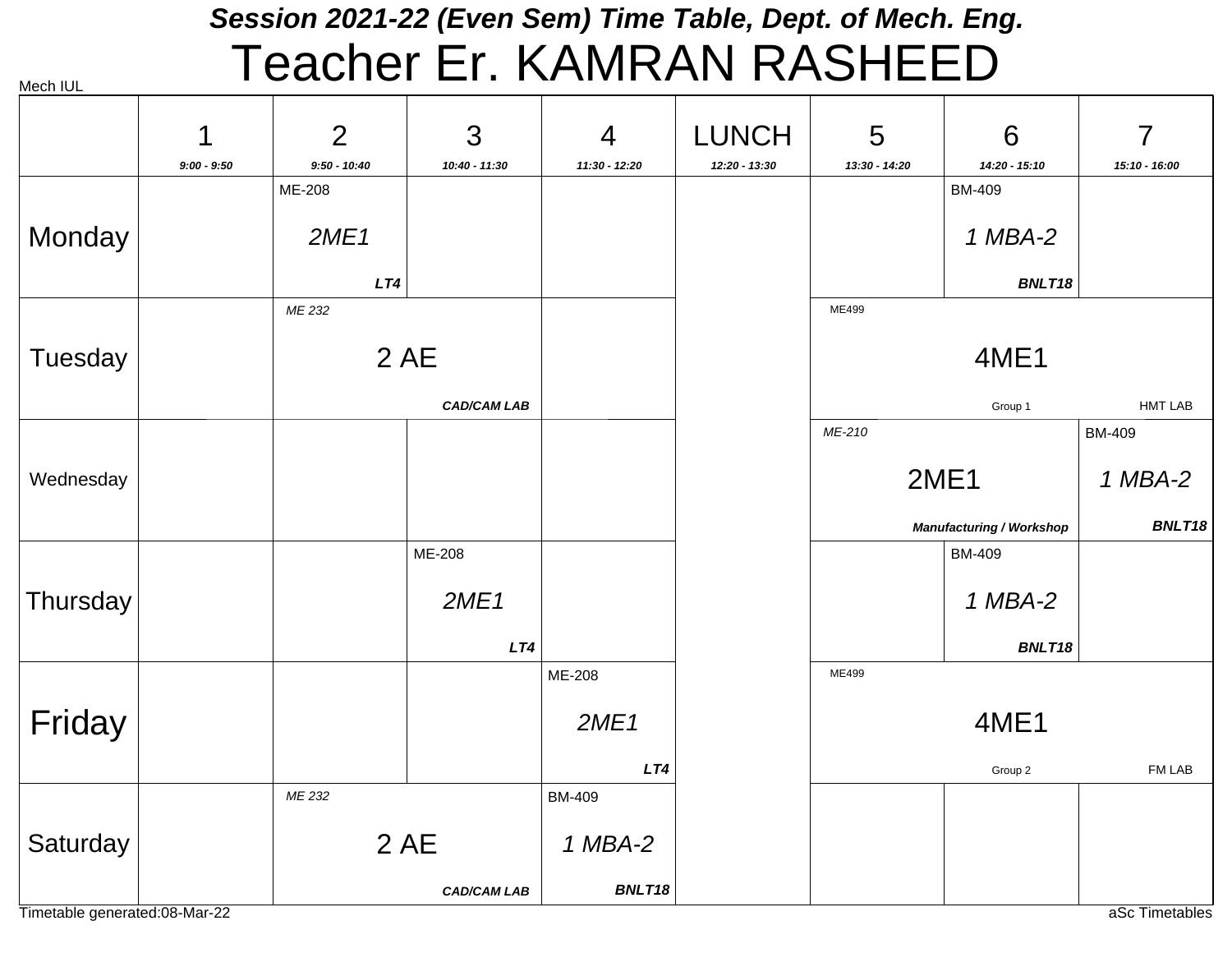**Session 2021-22 (Even Sem) Time Table, Dept. of Mech. Eng.**

# Teacher Er. KAMRAN RASHEED

Mech IUL

| | 1<br>9:00 - 9:50 | 2<br>9:50 - 10:40 | 3<br>10:40 - 11:30 | 4<br>11:30 - 12:20 | LUNCH<br>12:20 - 13:30 | 5<br>13:30 - 14:20 | 6<br>14:20 - 15:10 | 7<br>15:10 - 16:00 |
|---|---|---|---|---|---|---|---|---|
| Monday | | ME-208<br>*2ME1*<br>***LT4*** | | | | | BM-409<br>*1 MBA-2*<br>***BNLT18*** | |
| Tuesday | | *ME 232*<br>2 AE<br>***CAD/CAM LAB*** | | | | ME499<br>4ME1<br>Group 1<br>HMT LAB | | |
| Wednesday | | | | | | *ME-210*<br>2ME1<br>***Manufacturing / Workshop*** | | BM-409<br>*1 MBA-2*<br>***BNLT18*** |
| Thursday | | | ME-208<br>*2ME1*<br>***LT4*** | | | | BM-409<br>*1 MBA-2*<br>***BNLT18*** | |
| Friday | | | | ME-208<br>*2ME1*<br>***LT4*** | | ME499<br>4ME1<br>Group 2<br>FM LAB | | |
| Saturday | | *ME 232*<br>2 AE<br>***CAD/CAM LAB*** | | BM-409<br>*1 MBA-2*<br>***BNLT18*** | | | | |

Timetable generated:08-Mar-22

aSc Timetables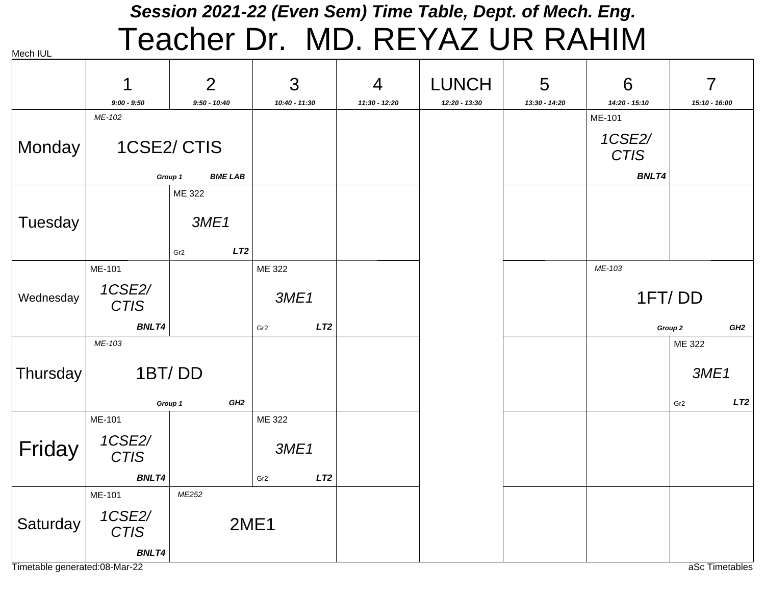# Session 2021-22 (Even Sem) Time Table, Dept. of Mech. Eng.

# Teacher Dr. MD. REYAZ UR RAHIM

Mech IUL

| | 1<br>9:00 - 9:50 | 2<br>9:50 - 10:40 | 3<br>10:40 - 11:30 | 4<br>11:30 - 12:20 | LUNCH<br>12:20 - 13:30 | 5<br>13:30 - 14:20 | 6<br>14:20 - 15:10 | 7<br>15:10 - 16:00 |
|---|---|---|---|---|---|---|---|---|
| Monday | ME-102<br>1CSE2/ CTIS<br>Group 1 BME LAB | | | | | | ME-101<br>1CSE2/ CTIS<br>BNLT4 | |
| Tuesday | | ME 322<br>3ME1<br>Gr2 LT2 | | | | | | |
| Wednesday | ME-101<br>1CSE2/ CTIS<br>BNLT4 | | ME 322<br>3ME1<br>Gr2 LT2 | | | | ME-103<br>1FT/ DD<br>Group 2 GH2 | |
| Thursday | ME-103<br>1BT/ DD<br>Group 1 GH2 | | | | | | | ME 322<br>3ME1<br>Gr2 LT2 |
| Friday | ME-101<br>1CSE2/ CTIS<br>BNLT4 | | ME 322<br>3ME1<br>Gr2 LT2 | | | | | |
| Saturday | ME-101<br>1CSE2/ CTIS<br>BNLT4 | ME252<br>2ME1 | | | | | | |

Timetable generated:08-Mar-22

aSc Timetables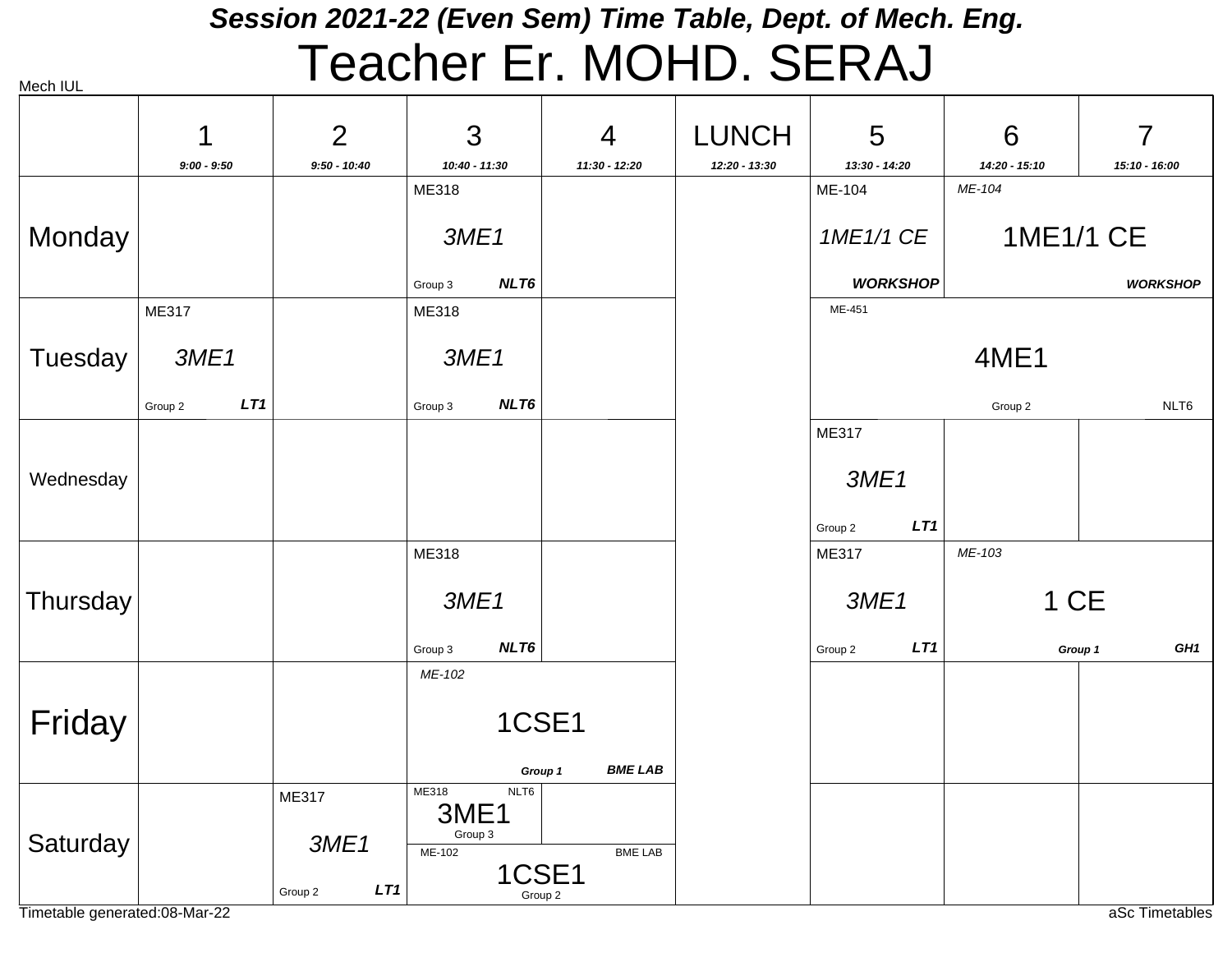# Session 2021-22 (Even Sem) Time Table, Dept. of Mech. Eng.

# Teacher Er. MOHD. SERAJ

Mech IUL

| | 1<br>9:00 - 9:50 | 2<br>9:50 - 10:40 | 3<br>10:40 - 11:30 | 4<br>11:30 - 12:20 | LUNCH<br>12:20 - 13:30 | 5<br>13:30 - 14:20 | 6<br>14:20 - 15:10 | 7<br>15:10 - 16:00 |
|---|---|---|---|---|---|---|---|---|
| Monday | | | ME318 3ME1 Group 3 NLT6 | | | ME-104 1ME1/1 CE WORKSHOP | ME-104 1ME1/1 CE WORKSHOP | |
| Tuesday | ME317 3ME1 Group 2 LT1 | | ME318 3ME1 Group 3 NLT6 | | | ME-451 4ME1 Group 2 NLT6 | | |
| Wednesday | | | | | | ME317 3ME1 Group 2 LT1 | | |
| Thursday | | | ME318 3ME1 Group 3 NLT6 | | | ME317 3ME1 Group 2 LT1 | ME-103 1 CE Group 1 GH1 | |
| Friday | | | ME-102 1CSE1 Group 1 BME LAB | | | | | |
| Saturday | | ME317 3ME1 Group 2 LT1 | ME318 3ME1 Group 3 NLT6 / ME-102 1CSE1 Group 2 BME LAB | | | | | |

Timetable generated:08-Mar-22

aSc Timetables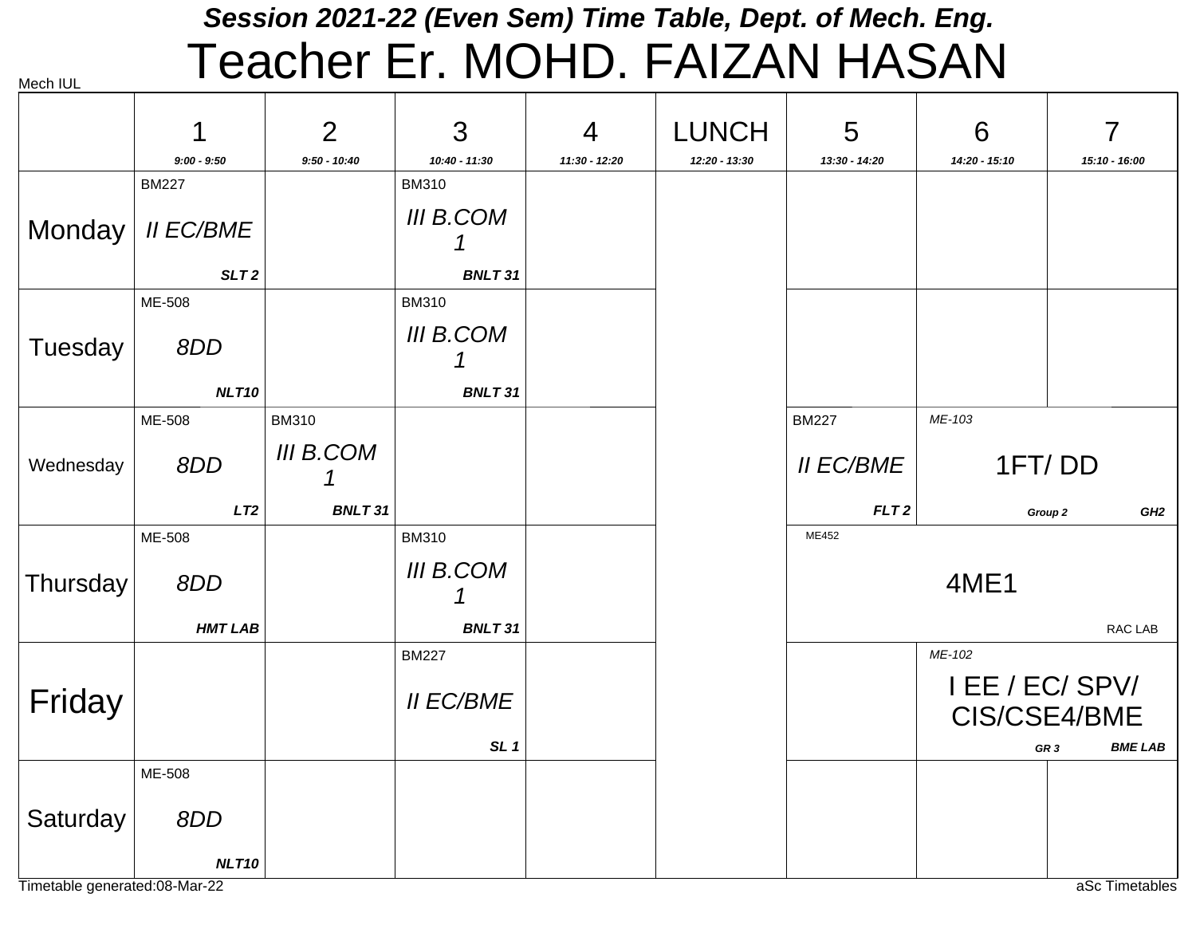# Session 2021-22 (Even Sem) Time Table, Dept. of Mech. Eng.

# Teacher Er. MOHD. FAIZAN HASAN

Mech IUL

| | 1<br>*9:00 - 9:50* | 2<br>*9:50 - 10:40* | 3<br>*10:40 - 11:30* | 4<br>*11:30 - 12:20* | LUNCH<br>*12:20 - 13:30* | 5<br>*13:30 - 14:20* | 6<br>*14:20 - 15:10* | 7<br>*15:10 - 16:00* |
|---|---|---|---|---|---|---|---|---|
| Monday | BM227<br>*II EC/BME*<br>***SLT 2*** | | BM310<br>*III B.COM 1*<br>***BNLT 31*** | | | | | |
| Tuesday | ME-508<br>*8DD*<br>***NLT10*** | | BM310<br>*III B.COM 1*<br>***BNLT 31*** | | | | | |
| Wednesday | ME-508<br>*8DD*<br>***LT2*** | BM310<br>*III B.COM 1*<br>***BNLT 31*** | | | | BM227<br>*II EC/BME*<br>***FLT 2*** | *ME-103*<br>1FT/ DD<br>***Group 2*** ***GH2*** | |
| Thursday | ME-508<br>*8DD*<br>***HMT LAB*** | | BM310<br>*III B.COM 1*<br>***BNLT 31*** | | | ME452<br>4ME1<br>RAC LAB | | |
| Friday | | | BM227<br>*II EC/BME*<br>***SL 1*** | | | | *ME-102*<br>I EE / EC/ SPV/ CIS/CSE4/BME<br>***GR 3*** ***BME LAB*** | |
| Saturday | ME-508<br>*8DD*<br>***NLT10*** | | | | | | | |

Timetable generated:08-Mar-22 aSc Timetables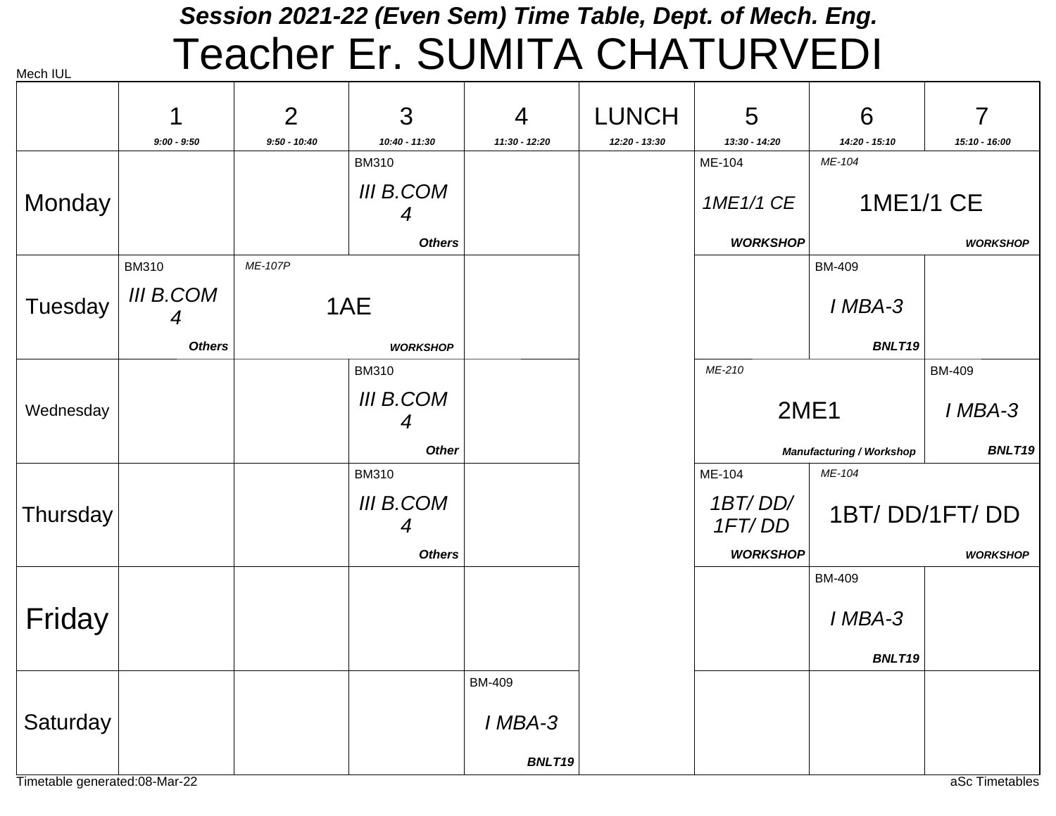# Session 2021-22 (Even Sem) Time Table, Dept. of Mech. Eng.

# Teacher Er. SUMITA CHATURVEDI

Mech IUL

| | 1<br>9:00 - 9:50 | 2<br>9:50 - 10:40 | 3<br>10:40 - 11:30 | 4<br>11:30 - 12:20 | LUNCH<br>12:20 - 13:30 | 5<br>13:30 - 14:20 | 6<br>14:20 - 15:10 | 7<br>15:10 - 16:00 |
|---|---|---|---|---|---|---|---|---|
| Monday | | | BM310<br>*III B.COM 4*<br>***Others*** | | | ME-104<br>*1ME1/1 CE*<br>***WORKSHOP*** | *ME-104*<br>1ME1/1 CE<br>***WORKSHOP*** | |
| Tuesday | BM310<br>*III B.COM 4*<br>***Others*** | *ME-107P*<br>1AE<br>***WORKSHOP*** | | | | | BM-409<br>*I MBA-3*<br>***BNLT19*** | |
| Wednesday | | | BM310<br>*III B.COM 4*<br>***Other*** | | | *ME-210*<br>2ME1<br>***Manufacturing / Workshop*** | | BM-409<br>*I MBA-3*<br>***BNLT19*** |
| Thursday | | | BM310<br>*III B.COM 4*<br>***Others*** | | | ME-104<br>*1BT/ DD/ 1FT/ DD*<br>***WORKSHOP*** | *ME-104*<br>1BT/ DD/1FT/ DD<br>***WORKSHOP*** | |
| Friday | | | | | | | BM-409<br>*I MBA-3*<br>***BNLT19*** | |
| Saturday | | | | BM-409<br>*I MBA-3*<br>***BNLT19*** | | | | |

Timetable generated:08-Mar-22

aSc Timetables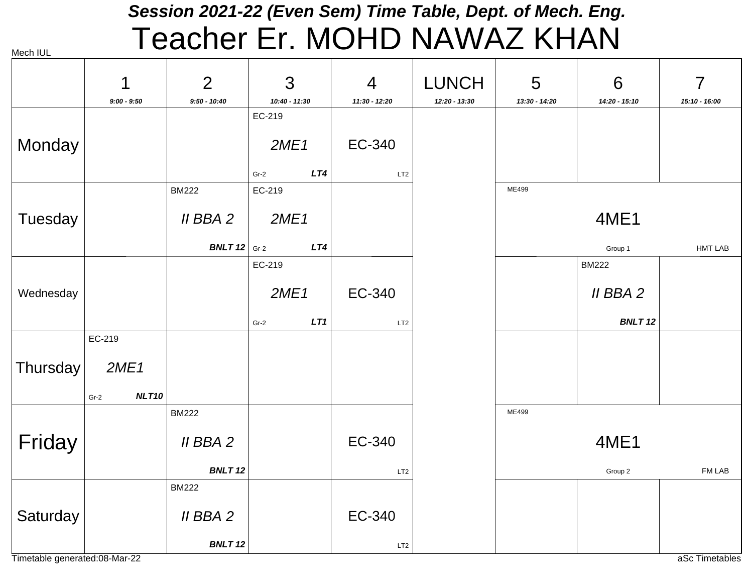# Session 2021-22 (Even Sem) Time Table, Dept. of Mech. Eng.

# Teacher Er. MOHD NAWAZ KHAN

Mech IUL

| | 1<br>*9:00 - 9:50* | 2<br>*9:50 - 10:40* | 3<br>*10:40 - 11:30* | 4<br>*11:30 - 12:20* | LUNCH<br>*12:20 - 13:30* | 5<br>*13:30 - 14:20* | 6<br>*14:20 - 15:10* | 7<br>*15:10 - 16:00* |
|---|---|---|---|---|---|---|---|---|
| Monday | | | EC-219<br>*2ME1*<br>Gr-2 ***LT4*** | EC-340<br>LT2 | | | | |
| Tuesday | | BM222<br>*II BBA 2*<br>***BNLT 12*** | EC-219<br>*2ME1*<br>Gr-2 ***LT4*** | | | ME499<br>4ME1<br>Group 1 HMT LAB | | |
| Wednesday | | | EC-219<br>*2ME1*<br>Gr-2 ***LT1*** | EC-340<br>LT2 | | | BM222<br>*II BBA 2*<br>***BNLT 12*** | |
| Thursday | EC-219<br>*2ME1*<br>Gr-2 ***NLT10*** | | | | | | | |
| Friday | | BM222<br>*II BBA 2*<br>***BNLT 12*** | | EC-340<br>LT2 | | ME499<br>4ME1<br>Group 2 FM LAB | | |
| Saturday | | BM222<br>*II BBA 2*<br>***BNLT 12*** | | EC-340<br>LT2 | | | | |

Timetable generated:08-Mar-22

aSc Timetables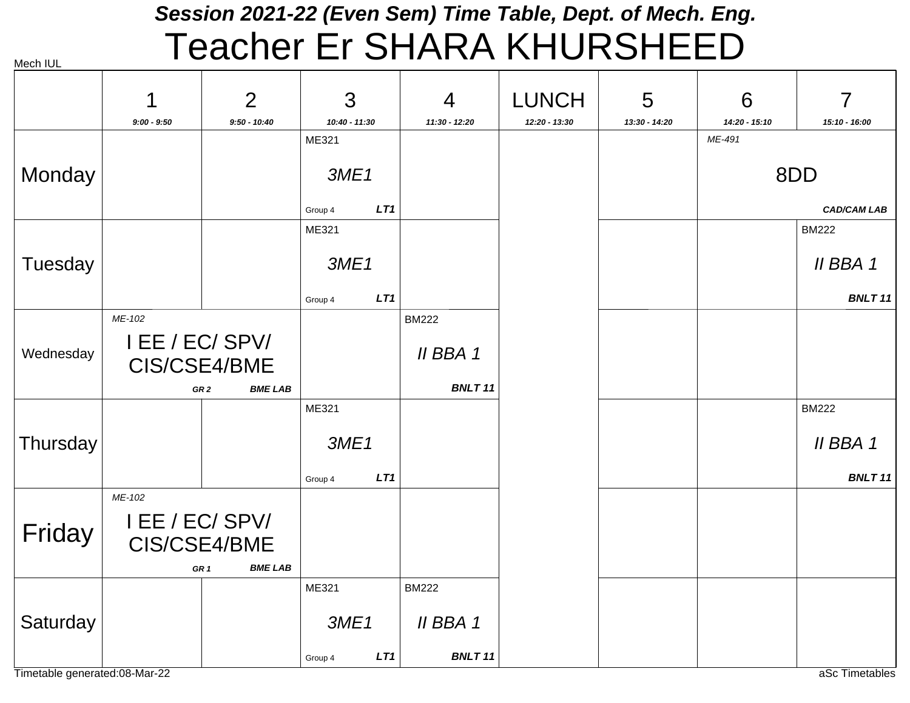## Session 2021-22 (Even Sem) Time Table, Dept. of Mech. Eng.

# Teacher Er SHARA KHURSHEED

Mech IUL

| | 1<br>9:00 - 9:50 | 2<br>9:50 - 10:40 | 3<br>10:40 - 11:30 | 4<br>11:30 - 12:20 | LUNCH<br>12:20 - 13:30 | 5<br>13:30 - 14:20 | 6<br>14:20 - 15:10 | 7<br>15:10 - 16:00 |
|---|---|---|---|---|---|---|---|---|
| Monday | | | ME321<br>3ME1<br>Group 4 LT1 | | | | ME-491<br>8DD<br>CAD/CAM LAB | |
| Tuesday | | | ME321<br>3ME1<br>Group 4 LT1 | | | | | BM222<br>II BBA 1<br>BNLT 11 |
| Wednesday | ME-102<br>I EE / EC/ SPV/ CIS/CSE4/BME<br>GR 2 BME LAB | | | BM222<br>II BBA 1<br>BNLT 11 | | | | |
| Thursday | | | ME321<br>3ME1<br>Group 4 LT1 | | | | | BM222<br>II BBA 1<br>BNLT 11 |
| Friday | ME-102<br>I EE / EC/ SPV/ CIS/CSE4/BME<br>GR 1 BME LAB | | | | | | | |
| Saturday | | | ME321<br>3ME1<br>Group 4 LT1 | BM222<br>II BBA 1<br>BNLT 11 | | | | |

Timetable generated:08-Mar-22

aSc Timetables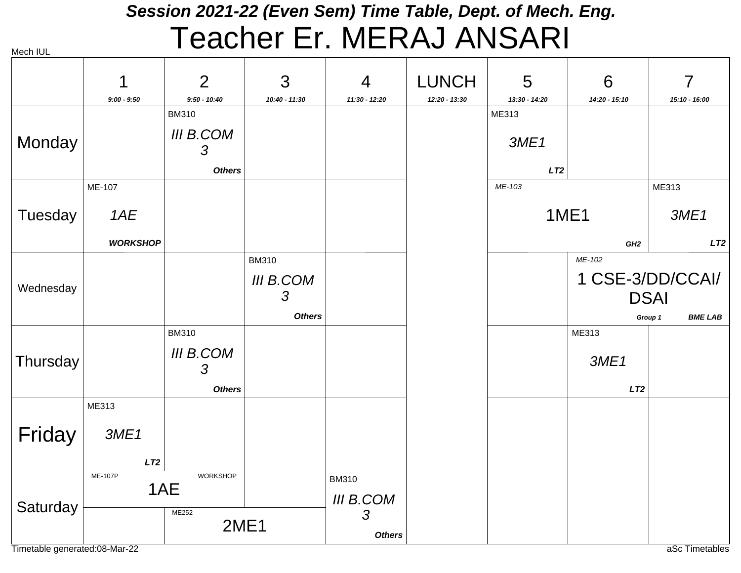## Session 2021-22 (Even Sem) Time Table, Dept. of Mech. Eng.

# Teacher Er. MERAJ ANSARI

Mech IUL

| | 1<br>9:00 - 9:50 | 2<br>9:50 - 10:40 | 3<br>10:40 - 11:30 | 4<br>11:30 - 12:20 | LUNCH<br>12:20 - 13:30 | 5<br>13:30 - 14:20 | 6<br>14:20 - 15:10 | 7<br>15:10 - 16:00 |
|---|---|---|---|---|---|---|---|---|
| Monday | | BM310<br>*III B.COM 3*<br>***Others*** | | | | ME313<br>*3ME1*<br>***LT2*** | | |
| Tuesday | ME-107<br>*1AE*<br>***WORKSHOP*** | | | | | ME-103<br>1ME1<br>***GH2*** | | ME313<br>*3ME1*<br>***LT2*** |
| Wednesday | | | BM310<br>*III B.COM 3*<br>***Others*** | | | | ME-102<br>1 CSE-3/DD/CCAI/DSAI<br>***Group 1*** ***BME LAB*** | |
| Thursday | | BM310<br>*III B.COM 3*<br>***Others*** | | | | | ME313<br>*3ME1*<br>***LT2*** | |
| Friday | ME313<br>*3ME1*<br>***LT2*** | | | | | | | |
| Saturday | ME-107P<br>1AE<br>WORKSHOP | | | BM310<br>*III B.COM 3*<br>***Others*** | | | | |
| | | ME252<br>2ME1 | | | | | | |

Timetable generated:08-Mar-22

aSc Timetables